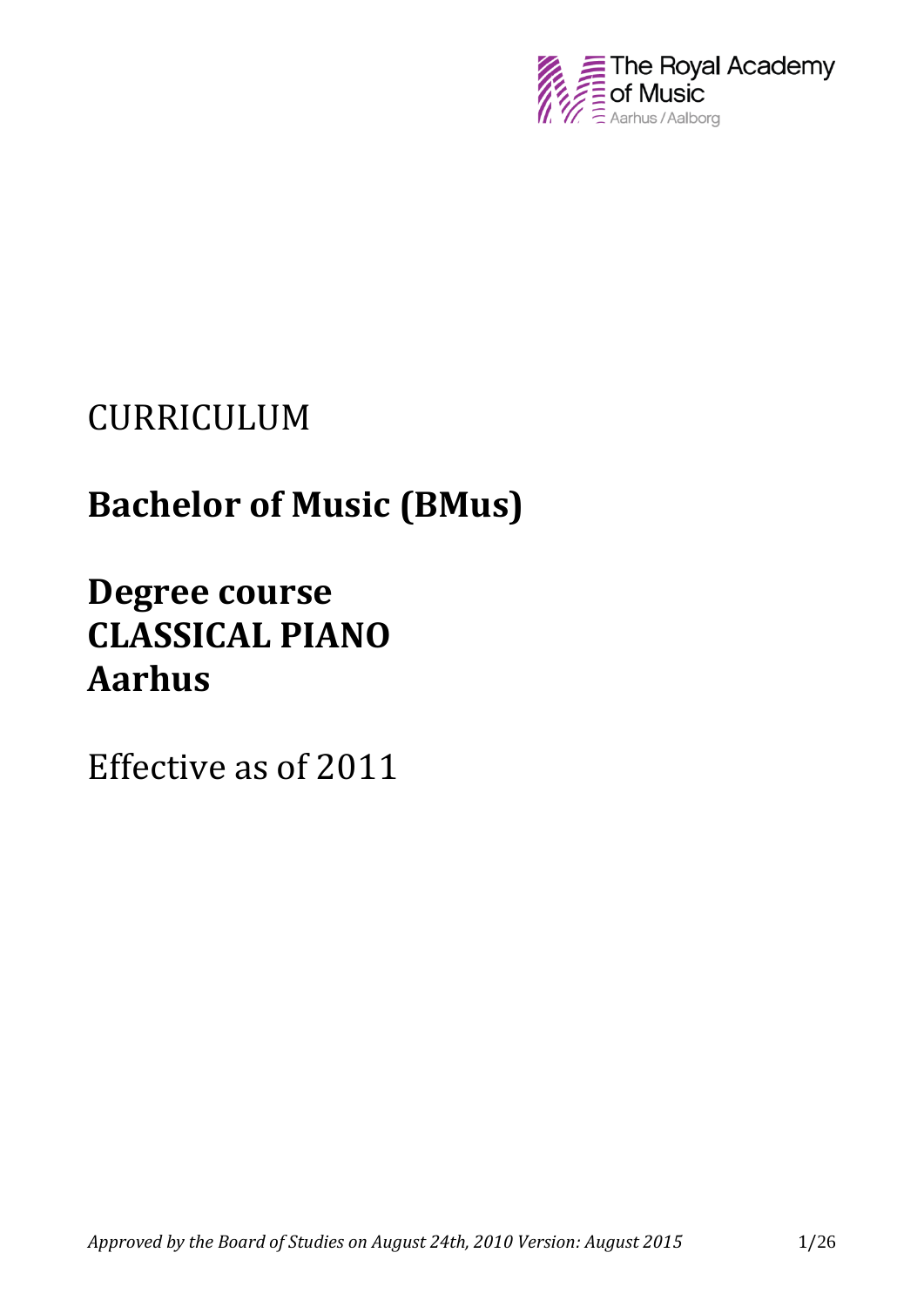The Royal Academy of Music
Aarhus / Aalborg

CURRICULUM

# Bachelor of Music (BMus)

# Degree course
# CLASSICAL PIANO
# Aarhus

Effective as of 2011

*Approved by the Board of Studies on August 24th, 2010 Version: August 2015*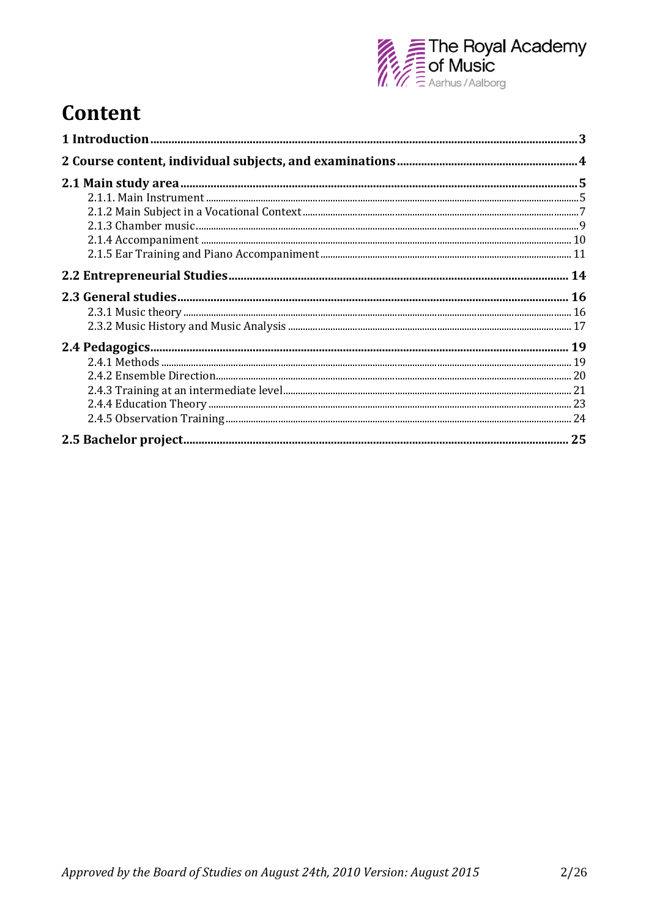# Content

| | |
|---|---|
| **1 Introduction** | **3** |
| **2 Course content, individual subjects, and examinations** | **4** |
| **2.1 Main study area** | **5** |
| 2.1.1. Main Instrument | 5 |
| 2.1.2 Main Subject in a Vocational Context | 7 |
| 2.1.3 Chamber music | 9 |
| 2.1.4 Accompaniment | 10 |
| 2.1.5 Ear Training and Piano Accompaniment | 11 |
| **2.2 Entrepreneurial Studies** | **14** |
| **2.3 General studies** | **16** |
| 2.3.1 Music theory | 16 |
| 2.3.2 Music History and Music Analysis | 17 |
| **2.4 Pedagogics** | **19** |
| 2.4.1 Methods | 19 |
| 2.4.2 Ensemble Direction | 20 |
| 2.4.3 Training at an intermediate level | 21 |
| 2.4.4 Education Theory | 23 |
| 2.4.5 Observation Training | 24 |
| **2.5 Bachelor project** | **25** |

*Approved by the Board of Studies on August 24th, 2010 Version: August 2015*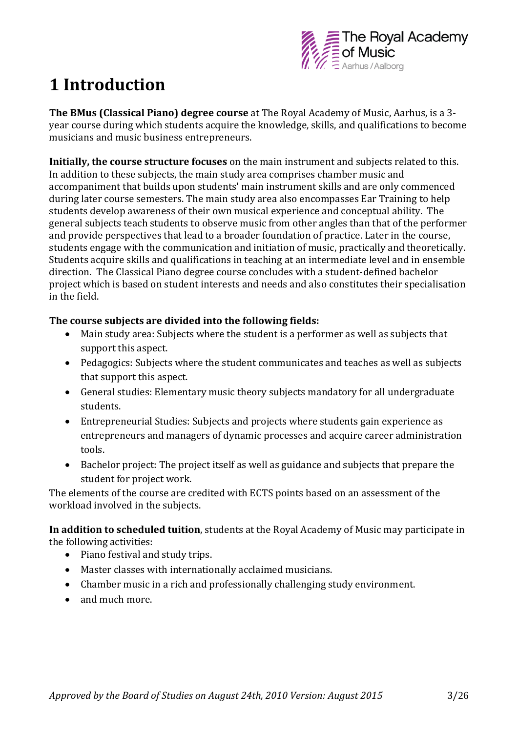# 1 Introduction

**The BMus (Classical Piano) degree course** at The Royal Academy of Music, Aarhus, is a 3-year course during which students acquire the knowledge, skills, and qualifications to become musicians and music business entrepreneurs.

**Initially, the course structure focuses** on the main instrument and subjects related to this. In addition to these subjects, the main study area comprises chamber music and accompaniment that builds upon students' main instrument skills and are only commenced during later course semesters. The main study area also encompasses Ear Training to help students develop awareness of their own musical experience and conceptual ability. The general subjects teach students to observe music from other angles than that of the performer and provide perspectives that lead to a broader foundation of practice. Later in the course, students engage with the communication and initiation of music, practically and theoretically. Students acquire skills and qualifications in teaching at an intermediate level and in ensemble direction. The Classical Piano degree course concludes with a student-defined bachelor project which is based on student interests and needs and also constitutes their specialisation in the field.

**The course subjects are divided into the following fields:**

- Main study area: Subjects where the student is a performer as well as subjects that support this aspect.
- Pedagogics: Subjects where the student communicates and teaches as well as subjects that support this aspect.
- General studies: Elementary music theory subjects mandatory for all undergraduate students.
- Entrepreneurial Studies: Subjects and projects where students gain experience as entrepreneurs and managers of dynamic processes and acquire career administration tools.
- Bachelor project: The project itself as well as guidance and subjects that prepare the student for project work.

The elements of the course are credited with ECTS points based on an assessment of the workload involved in the subjects.

**In addition to scheduled tuition**, students at the Royal Academy of Music may participate in the following activities:

- Piano festival and study trips.
- Master classes with internationally acclaimed musicians.
- Chamber music in a rich and professionally challenging study environment.
- and much more.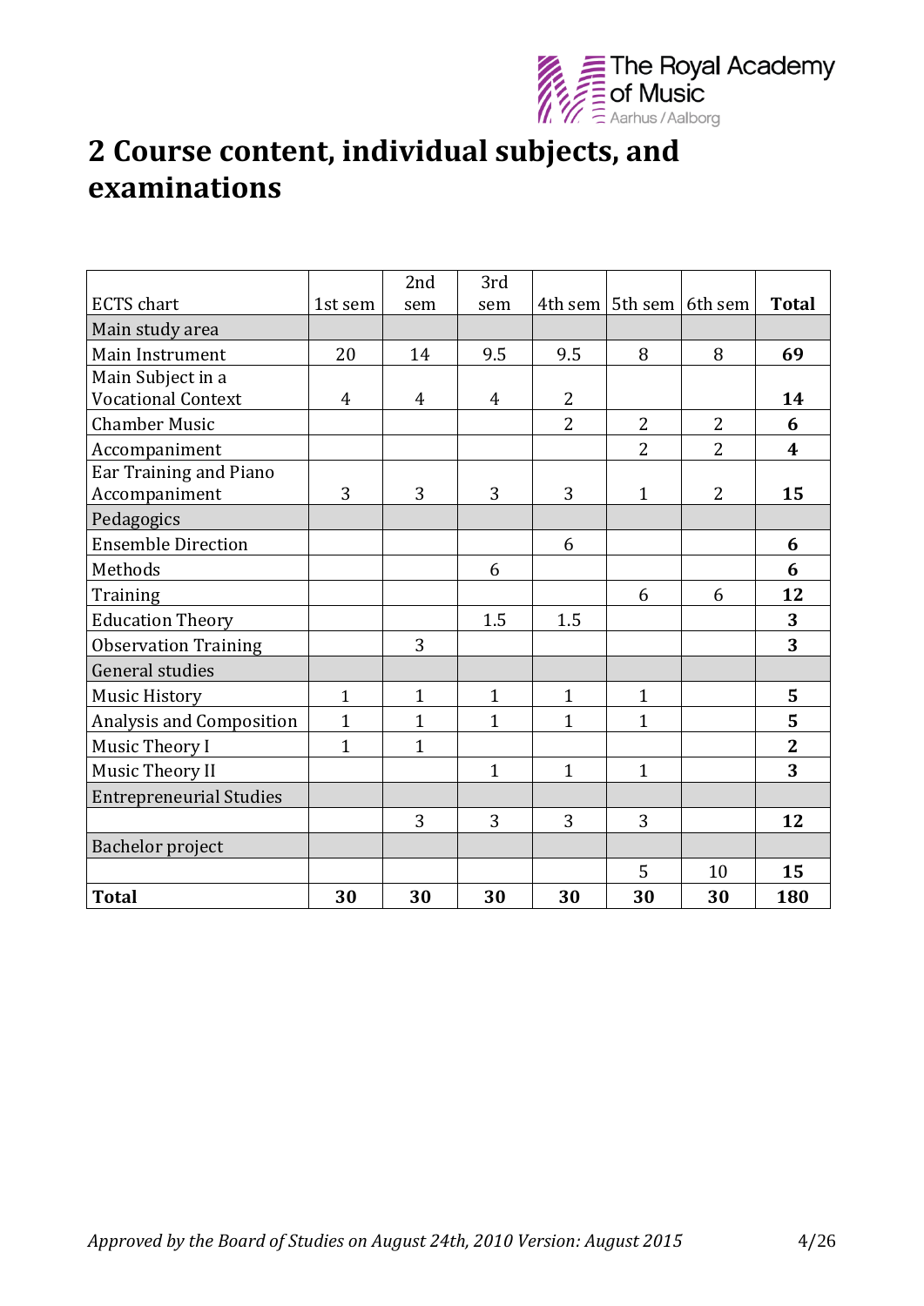## 2 Course content, individual subjects, and examinations

| ECTS chart | 1st sem | 2nd sem | 3rd sem | 4th sem | 5th sem | 6th sem | **Total** |
|---|---|---|---|---|---|---|---|
| Main study area | | | | | | | |
| Main Instrument | 20 | 14 | 9.5 | 9.5 | 8 | 8 | **69** |
| Main Subject in a Vocational Context | 4 | 4 | 4 | 2 | | | **14** |
| Chamber Music | | | | 2 | 2 | 2 | **6** |
| Accompaniment | | | | | 2 | 2 | **4** |
| Ear Training and Piano Accompaniment | 3 | 3 | 3 | 3 | 1 | 2 | **15** |
| Pedagogics | | | | | | | |
| Ensemble Direction | | | | 6 | | | **6** |
| Methods | | | 6 | | | | **6** |
| Training | | | | | 6 | 6 | **12** |
| Education Theory | | | 1.5 | 1.5 | | | **3** |
| Observation Training | | 3 | | | | | **3** |
| General studies | | | | | | | |
| Music History | 1 | 1 | 1 | 1 | 1 | | **5** |
| Analysis and Composition | 1 | 1 | 1 | 1 | 1 | | **5** |
| Music Theory I | 1 | 1 | | | | | **2** |
| Music Theory II | | | 1 | 1 | 1 | | **3** |
| Entrepreneurial Studies | | | | | | | |
| | | 3 | 3 | 3 | 3 | | **12** |
| Bachelor project | | | | | | | |
| | | | | | 5 | 10 | **15** |
| **Total** | **30** | **30** | **30** | **30** | **30** | **30** | **180** |

*Approved by the Board of Studies on August 24th, 2010 Version: August 2015*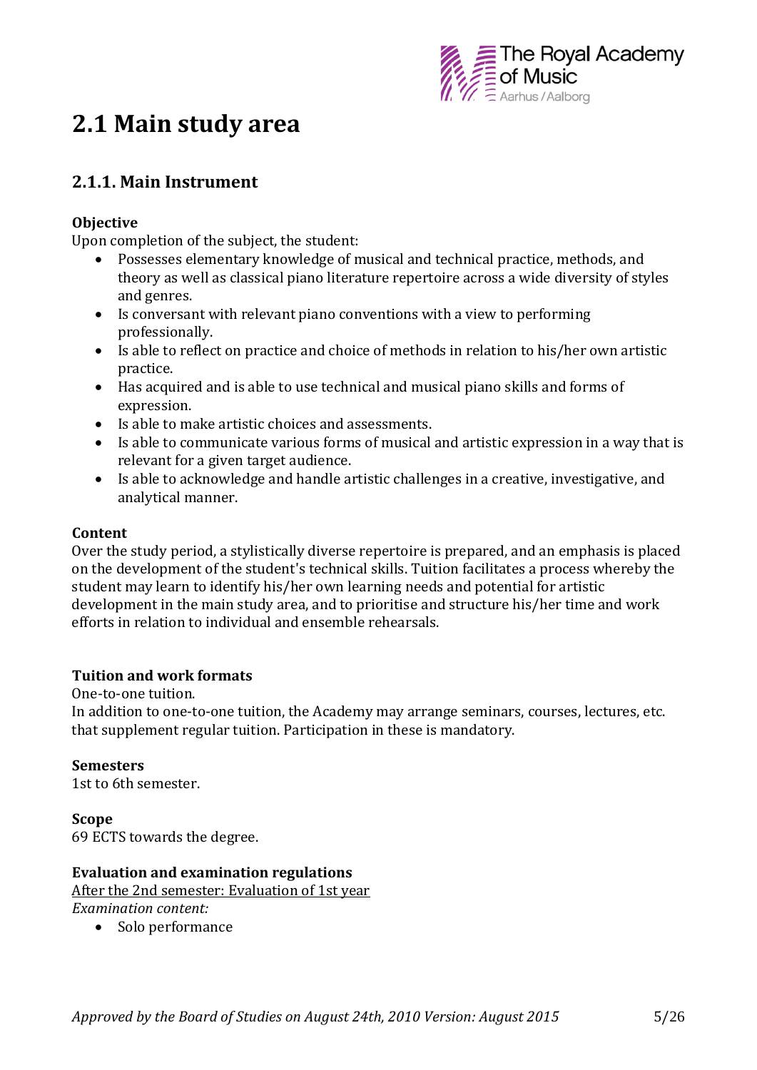# 2.1 Main study area

## 2.1.1. Main Instrument

**Objective**

Upon completion of the subject, the student:

- Possesses elementary knowledge of musical and technical practice, methods, and theory as well as classical piano literature repertoire across a wide diversity of styles and genres.
- Is conversant with relevant piano conventions with a view to performing professionally.
- Is able to reflect on practice and choice of methods in relation to his/her own artistic practice.
- Has acquired and is able to use technical and musical piano skills and forms of expression.
- Is able to make artistic choices and assessments.
- Is able to communicate various forms of musical and artistic expression in a way that is relevant for a given target audience.
- Is able to acknowledge and handle artistic challenges in a creative, investigative, and analytical manner.

**Content**

Over the study period, a stylistically diverse repertoire is prepared, and an emphasis is placed on the development of the student's technical skills. Tuition facilitates a process whereby the student may learn to identify his/her own learning needs and potential for artistic development in the main study area, and to prioritise and structure his/her time and work efforts in relation to individual and ensemble rehearsals.

**Tuition and work formats**

One-to-one tuition.

In addition to one-to-one tuition, the Academy may arrange seminars, courses, lectures, etc. that supplement regular tuition. Participation in these is mandatory.

**Semesters**

1st to 6th semester.

**Scope**

69 ECTS towards the degree.

**Evaluation and examination regulations**

<u>After the 2nd semester: Evaluation of 1st year</u>

*Examination content:*

- Solo performance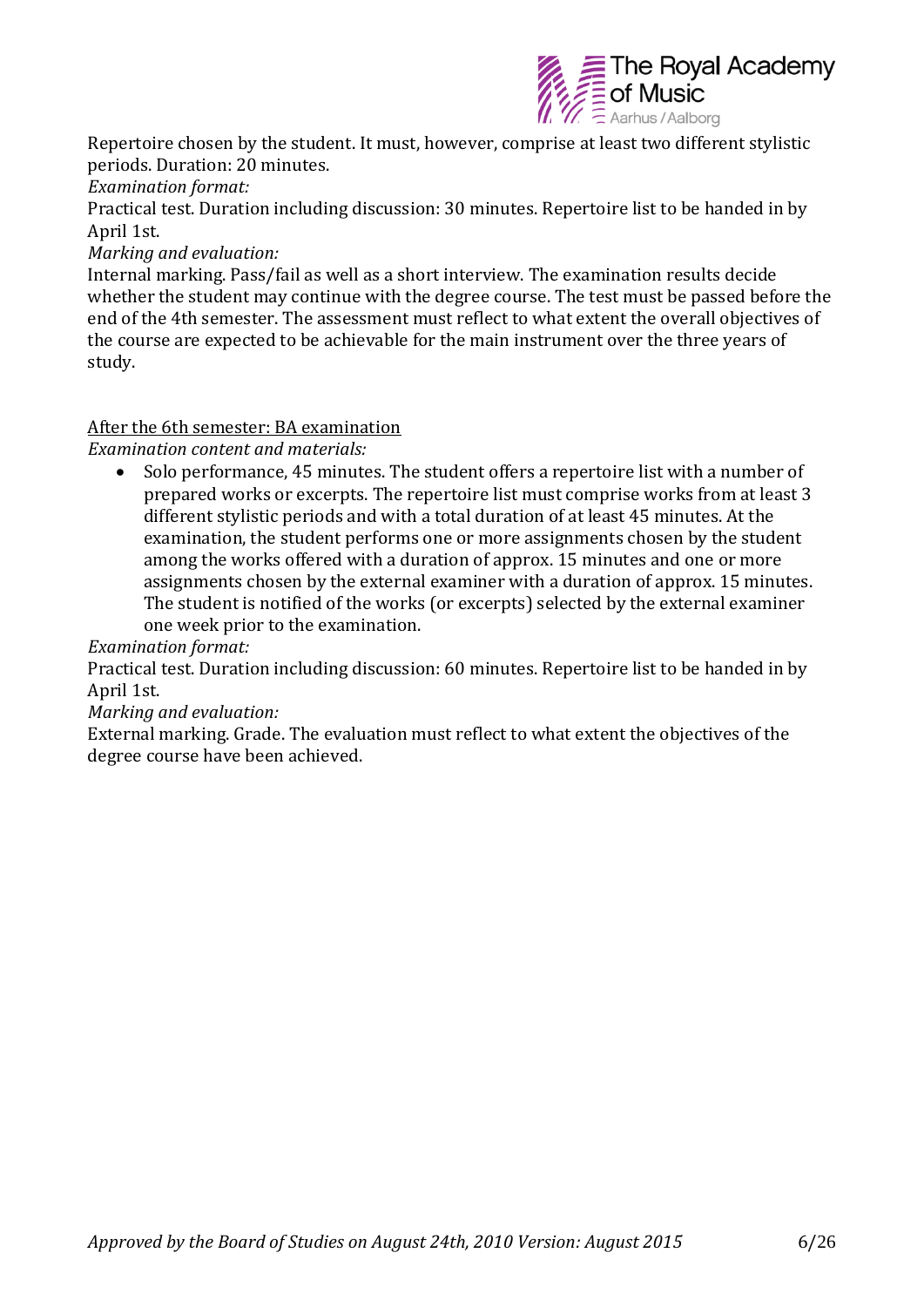Repertoire chosen by the student. It must, however, comprise at least two different stylistic periods. Duration: 20 minutes.

*Examination format:*

Practical test. Duration including discussion: 30 minutes. Repertoire list to be handed in by April 1st.

*Marking and evaluation:*

Internal marking. Pass/fail as well as a short interview. The examination results decide whether the student may continue with the degree course. The test must be passed before the end of the 4th semester. The assessment must reflect to what extent the overall objectives of the course are expected to be achievable for the main instrument over the three years of study.

<u>After the 6th semester: BA examination</u>

*Examination content and materials:*

- Solo performance, 45 minutes. The student offers a repertoire list with a number of prepared works or excerpts. The repertoire list must comprise works from at least 3 different stylistic periods and with a total duration of at least 45 minutes. At the examination, the student performs one or more assignments chosen by the student among the works offered with a duration of approx. 15 minutes and one or more assignments chosen by the external examiner with a duration of approx. 15 minutes. The student is notified of the works (or excerpts) selected by the external examiner one week prior to the examination.

*Examination format:*

Practical test. Duration including discussion: 60 minutes. Repertoire list to be handed in by April 1st.

*Marking and evaluation:*

External marking. Grade. The evaluation must reflect to what extent the objectives of the degree course have been achieved.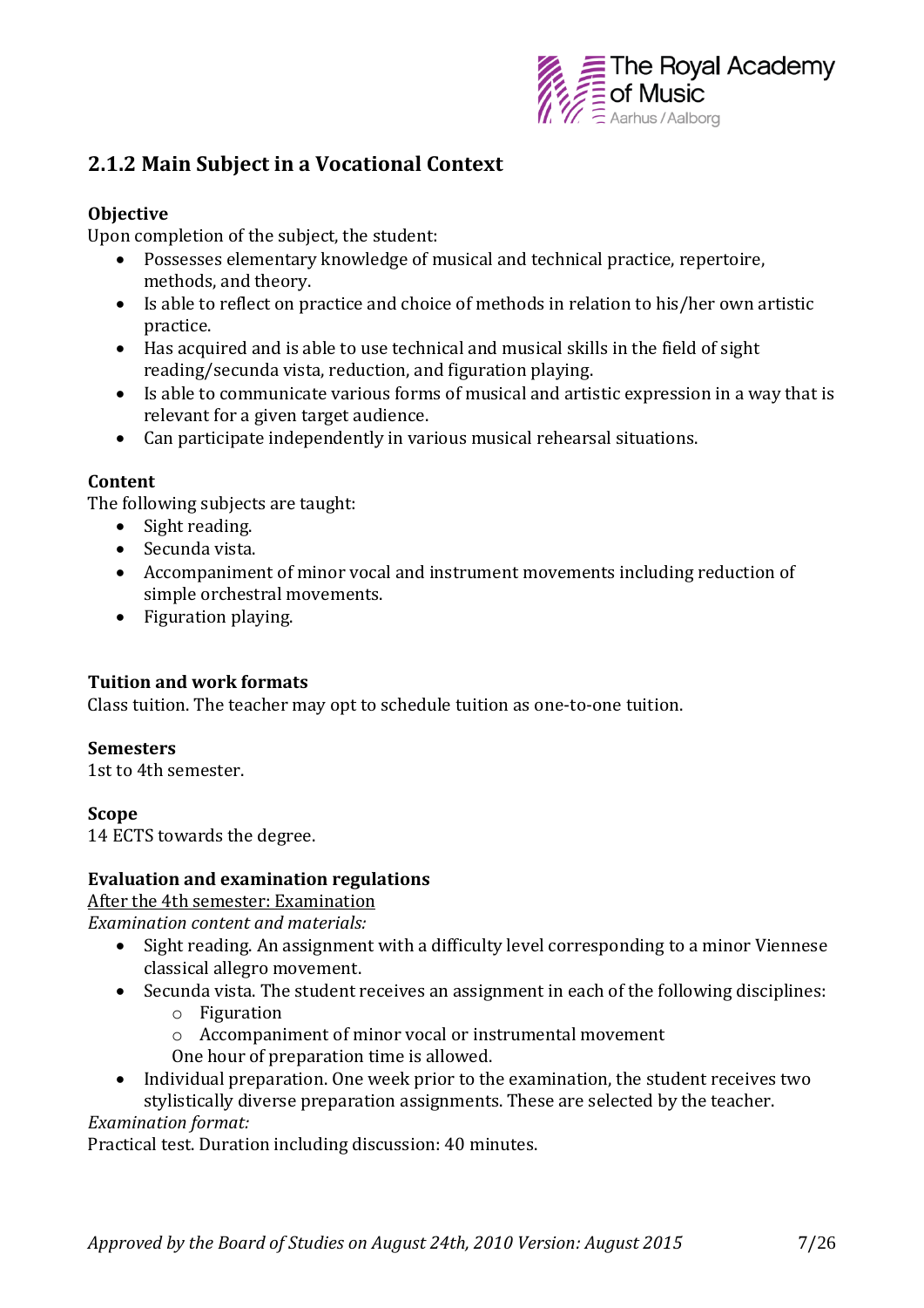## 2.1.2 Main Subject in a Vocational Context

**Objective**

Upon completion of the subject, the student:

- Possesses elementary knowledge of musical and technical practice, repertoire, methods, and theory.
- Is able to reflect on practice and choice of methods in relation to his/her own artistic practice.
- Has acquired and is able to use technical and musical skills in the field of sight reading/secunda vista, reduction, and figuration playing.
- Is able to communicate various forms of musical and artistic expression in a way that is relevant for a given target audience.
- Can participate independently in various musical rehearsal situations.

**Content**

The following subjects are taught:

- Sight reading.
- Secunda vista.
- Accompaniment of minor vocal and instrument movements including reduction of simple orchestral movements.
- Figuration playing.

**Tuition and work formats**

Class tuition. The teacher may opt to schedule tuition as one-to-one tuition.

**Semesters**

1st to 4th semester.

**Scope**

14 ECTS towards the degree.

**Evaluation and examination regulations**

After the 4th semester: Examination

*Examination content and materials:*

- Sight reading. An assignment with a difficulty level corresponding to a minor Viennese classical allegro movement.
- Secunda vista. The student receives an assignment in each of the following disciplines:
  - Figuration
  - Accompaniment of minor vocal or instrumental movement

  One hour of preparation time is allowed.
- Individual preparation. One week prior to the examination, the student receives two stylistically diverse preparation assignments. These are selected by the teacher.

*Examination format:*

Practical test. Duration including discussion: 40 minutes.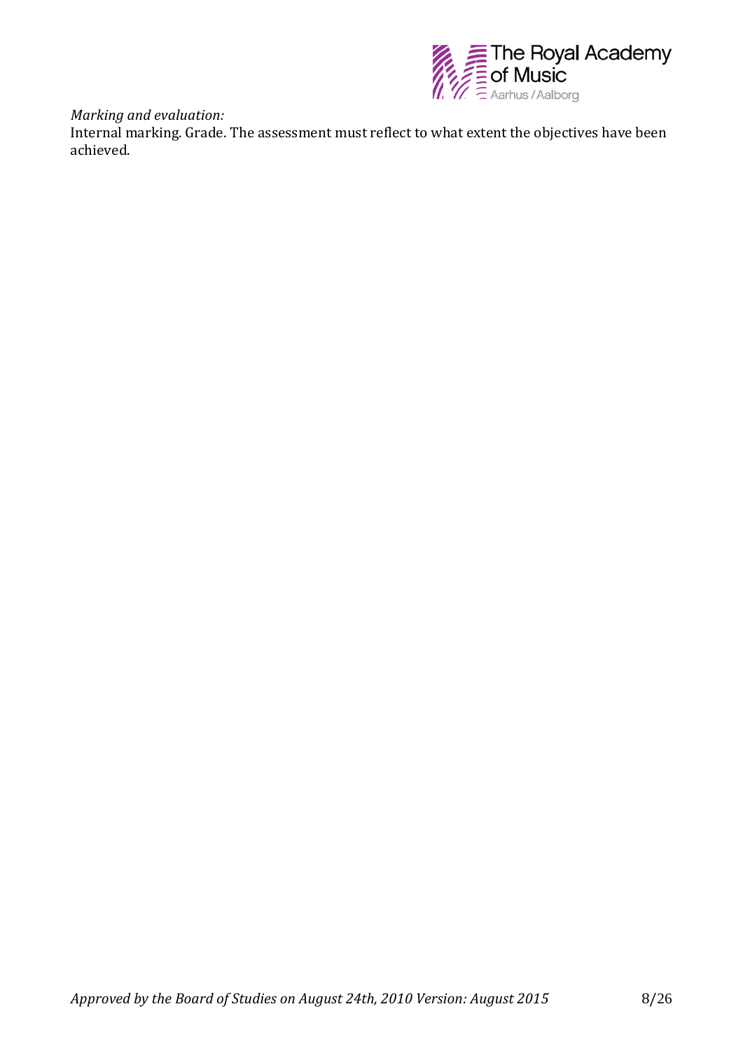*Marking and evaluation:*
Internal marking. Grade. The assessment must reflect to what extent the objectives have been achieved.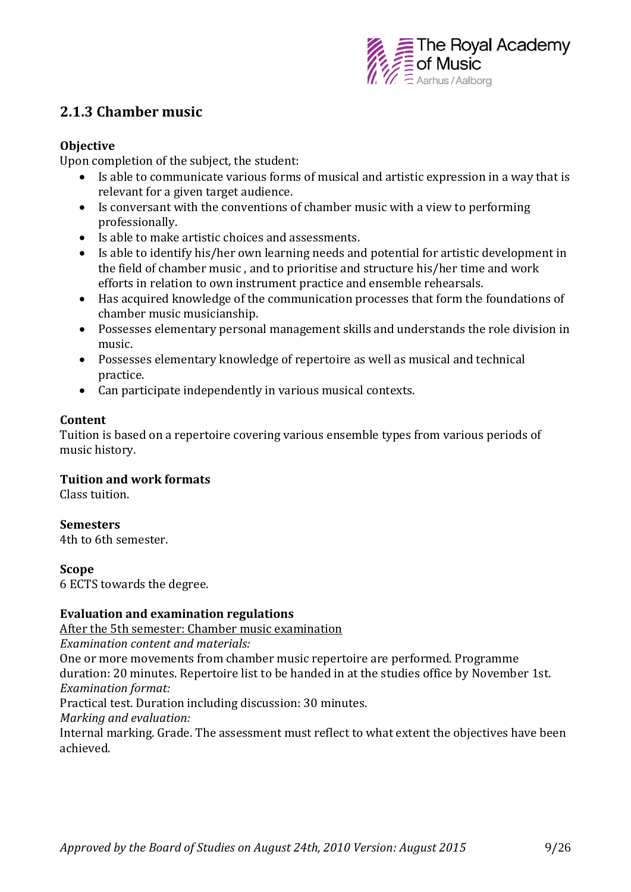## 2.1.3 Chamber music

**Objective**

Upon completion of the subject, the student:

- Is able to communicate various forms of musical and artistic expression in a way that is relevant for a given target audience.
- Is conversant with the conventions of chamber music with a view to performing professionally.
- Is able to make artistic choices and assessments.
- Is able to identify his/her own learning needs and potential for artistic development in the field of chamber music , and to prioritise and structure his/her time and work efforts in relation to own instrument practice and ensemble rehearsals.
- Has acquired knowledge of the communication processes that form the foundations of chamber music musicianship.
- Possesses elementary personal management skills and understands the role division in music.
- Possesses elementary knowledge of repertoire as well as musical and technical practice.
- Can participate independently in various musical contexts.

**Content**

Tuition is based on a repertoire covering various ensemble types from various periods of music history.

**Tuition and work formats**

Class tuition.

**Semesters**

4th to 6th semester.

**Scope**

6 ECTS towards the degree.

**Evaluation and examination regulations**

<u>After the 5th semester: Chamber music examination</u>

*Examination content and materials:*

One or more movements from chamber music repertoire are performed. Programme duration: 20 minutes. Repertoire list to be handed in at the studies office by November 1st.

*Examination format:*

Practical test. Duration including discussion: 30 minutes.

*Marking and evaluation:*

Internal marking. Grade. The assessment must reflect to what extent the objectives have been achieved.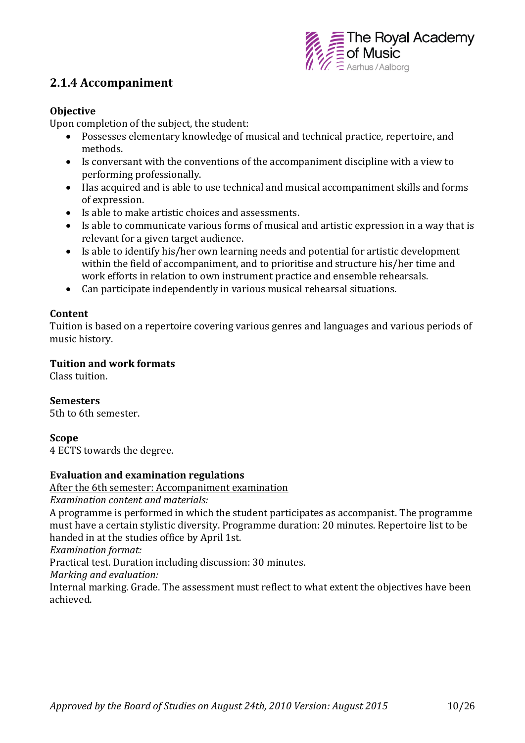## 2.1.4 Accompaniment

**Objective**

Upon completion of the subject, the student:

- Possesses elementary knowledge of musical and technical practice, repertoire, and methods.
- Is conversant with the conventions of the accompaniment discipline with a view to performing professionally.
- Has acquired and is able to use technical and musical accompaniment skills and forms of expression.
- Is able to make artistic choices and assessments.
- Is able to communicate various forms of musical and artistic expression in a way that is relevant for a given target audience.
- Is able to identify his/her own learning needs and potential for artistic development within the field of accompaniment, and to prioritise and structure his/her time and work efforts in relation to own instrument practice and ensemble rehearsals.
- Can participate independently in various musical rehearsal situations.

**Content**

Tuition is based on a repertoire covering various genres and languages and various periods of music history.

**Tuition and work formats**

Class tuition.

**Semesters**

5th to 6th semester.

**Scope**

4 ECTS towards the degree.

**Evaluation and examination regulations**

<u>After the 6th semester: Accompaniment examination</u>

*Examination content and materials:*

A programme is performed in which the student participates as accompanist. The programme must have a certain stylistic diversity. Programme duration: 20 minutes. Repertoire list to be handed in at the studies office by April 1st.

*Examination format:*

Practical test. Duration including discussion: 30 minutes.

*Marking and evaluation:*

Internal marking. Grade. The assessment must reflect to what extent the objectives have been achieved.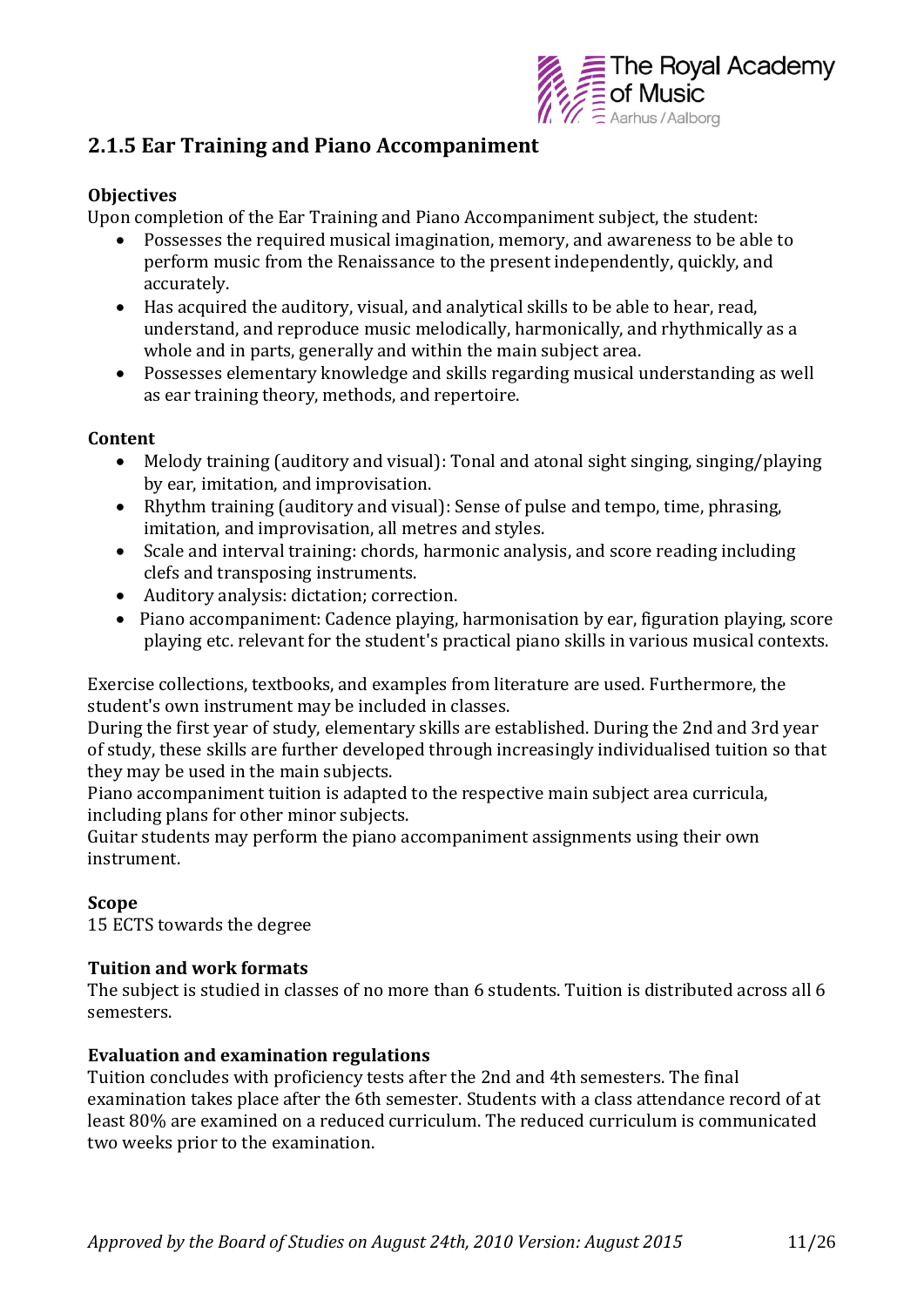## 2.1.5 Ear Training and Piano Accompaniment

**Objectives**

Upon completion of the Ear Training and Piano Accompaniment subject, the student:

- Possesses the required musical imagination, memory, and awareness to be able to perform music from the Renaissance to the present independently, quickly, and accurately.
- Has acquired the auditory, visual, and analytical skills to be able to hear, read, understand, and reproduce music melodically, harmonically, and rhythmically as a whole and in parts, generally and within the main subject area.
- Possesses elementary knowledge and skills regarding musical understanding as well as ear training theory, methods, and repertoire.

**Content**

- Melody training (auditory and visual): Tonal and atonal sight singing, singing/playing by ear, imitation, and improvisation.
- Rhythm training (auditory and visual): Sense of pulse and tempo, time, phrasing, imitation, and improvisation, all metres and styles.
- Scale and interval training: chords, harmonic analysis, and score reading including clefs and transposing instruments.
- Auditory analysis: dictation; correction.
- Piano accompaniment: Cadence playing, harmonisation by ear, figuration playing, score playing etc. relevant for the student's practical piano skills in various musical contexts.

Exercise collections, textbooks, and examples from literature are used. Furthermore, the student's own instrument may be included in classes.

During the first year of study, elementary skills are established. During the 2nd and 3rd year of study, these skills are further developed through increasingly individualised tuition so that they may be used in the main subjects.

Piano accompaniment tuition is adapted to the respective main subject area curricula, including plans for other minor subjects.

Guitar students may perform the piano accompaniment assignments using their own instrument.

**Scope**

15 ECTS towards the degree

**Tuition and work formats**

The subject is studied in classes of no more than 6 students. Tuition is distributed across all 6 semesters.

**Evaluation and examination regulations**

Tuition concludes with proficiency tests after the 2nd and 4th semesters. The final examination takes place after the 6th semester. Students with a class attendance record of at least 80% are examined on a reduced curriculum. The reduced curriculum is communicated two weeks prior to the examination.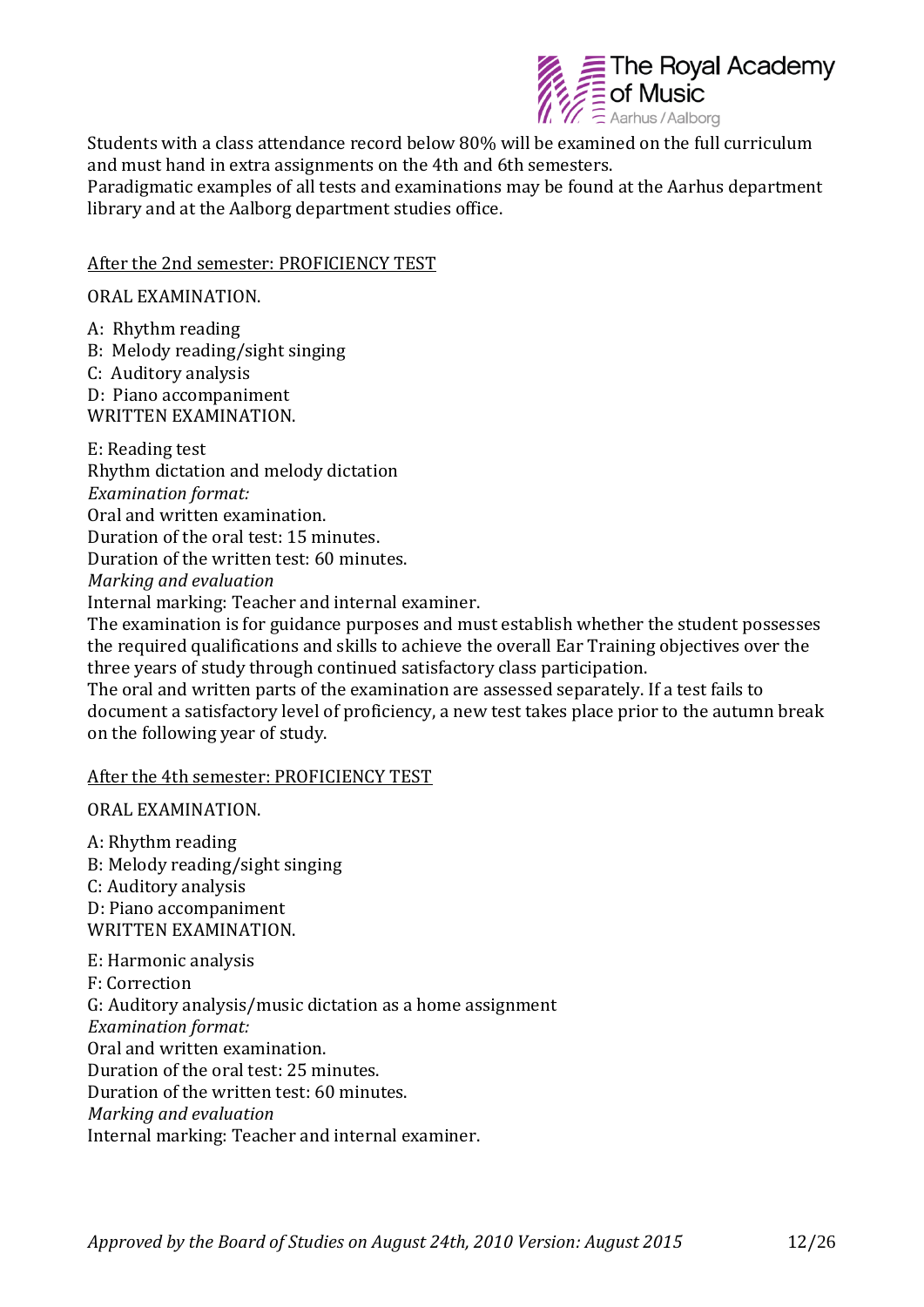Students with a class attendance record below 80% will be examined on the full curriculum and must hand in extra assignments on the 4th and 6th semesters.
Paradigmatic examples of all tests and examinations may be found at the Aarhus department library and at the Aalborg department studies office.

<u>After the 2nd semester: PROFICIENCY TEST</u>

ORAL EXAMINATION.

A: Rhythm reading
B: Melody reading/sight singing
C: Auditory analysis
D: Piano accompaniment
WRITTEN EXAMINATION.

E: Reading test
Rhythm dictation and melody dictation
*Examination format:*
Oral and written examination.
Duration of the oral test: 15 minutes.
Duration of the written test: 60 minutes.
*Marking and evaluation*
Internal marking: Teacher and internal examiner.
The examination is for guidance purposes and must establish whether the student possesses the required qualifications and skills to achieve the overall Ear Training objectives over the three years of study through continued satisfactory class participation.
The oral and written parts of the examination are assessed separately. If a test fails to document a satisfactory level of proficiency, a new test takes place prior to the autumn break on the following year of study.

<u>After the 4th semester: PROFICIENCY TEST</u>

ORAL EXAMINATION.

A: Rhythm reading
B: Melody reading/sight singing
C: Auditory analysis
D: Piano accompaniment
WRITTEN EXAMINATION.

E: Harmonic analysis
F: Correction
G: Auditory analysis/music dictation as a home assignment
*Examination format:*
Oral and written examination.
Duration of the oral test: 25 minutes.
Duration of the written test: 60 minutes.
*Marking and evaluation*
Internal marking: Teacher and internal examiner.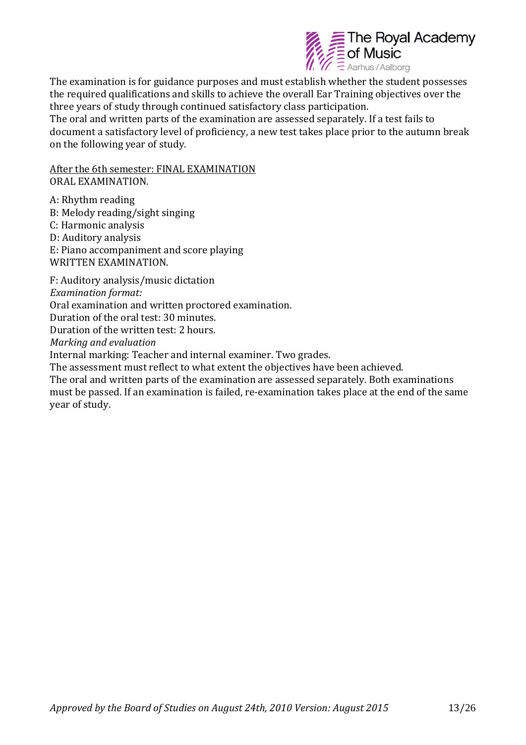The examination is for guidance purposes and must establish whether the student possesses the required qualifications and skills to achieve the overall Ear Training objectives over the three years of study through continued satisfactory class participation.
The oral and written parts of the examination are assessed separately. If a test fails to document a satisfactory level of proficiency, a new test takes place prior to the autumn break on the following year of study.

<u>After the 6th semester: FINAL EXAMINATION</u>
ORAL EXAMINATION.

A: Rhythm reading
B: Melody reading/sight singing
C: Harmonic analysis
D: Auditory analysis
E: Piano accompaniment and score playing
WRITTEN EXAMINATION.

F: Auditory analysis/music dictation
*Examination format:*
Oral examination and written proctored examination.
Duration of the oral test: 30 minutes.
Duration of the written test: 2 hours.
*Marking and evaluation*
Internal marking: Teacher and internal examiner. Two grades.
The assessment must reflect to what extent the objectives have been achieved.
The oral and written parts of the examination are assessed separately. Both examinations must be passed. If an examination is failed, re-examination takes place at the end of the same year of study.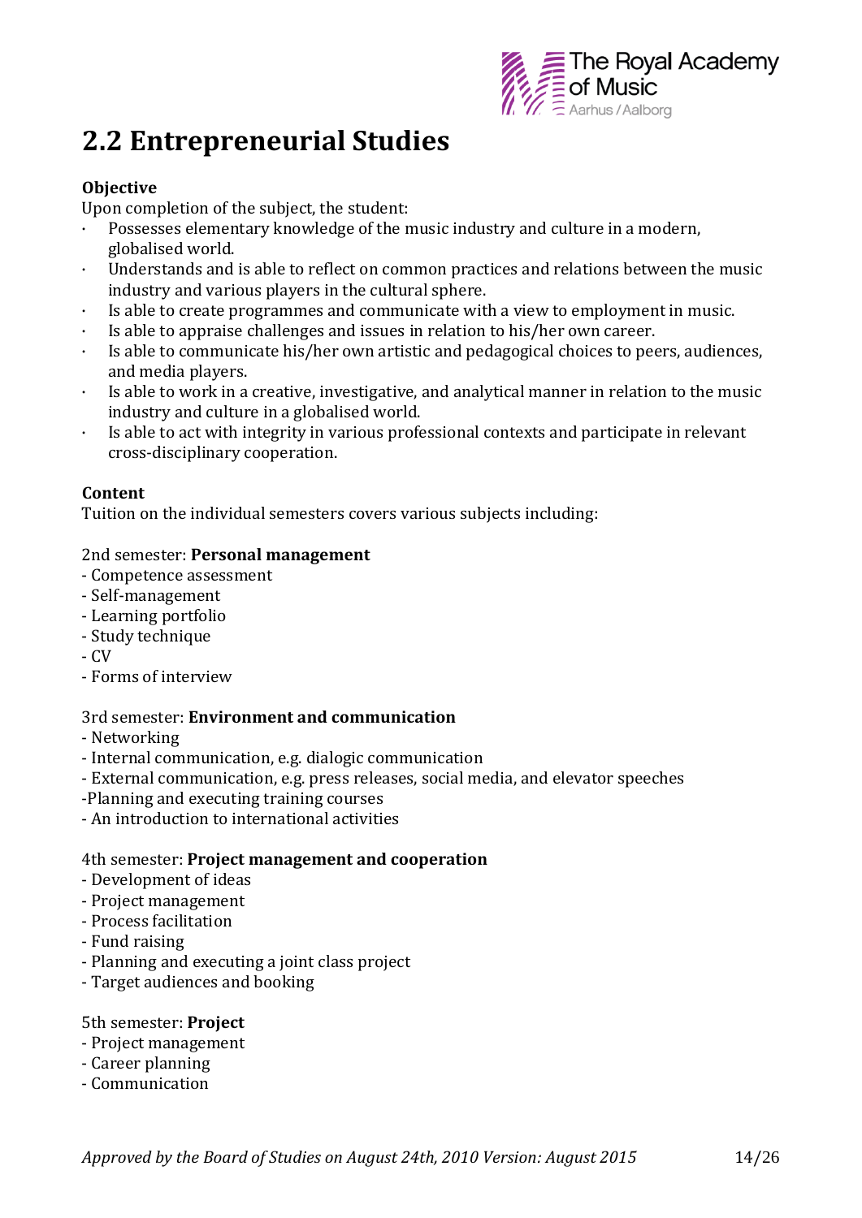## 2.2 Entrepreneurial Studies

**Objective**

Upon completion of the subject, the student:

- Possesses elementary knowledge of the music industry and culture in a modern, globalised world.
- Understands and is able to reflect on common practices and relations between the music industry and various players in the cultural sphere.
- Is able to create programmes and communicate with a view to employment in music.
- Is able to appraise challenges and issues in relation to his/her own career.
- Is able to communicate his/her own artistic and pedagogical choices to peers, audiences, and media players.
- Is able to work in a creative, investigative, and analytical manner in relation to the music industry and culture in a globalised world.
- Is able to act with integrity in various professional contexts and participate in relevant cross-disciplinary cooperation.

**Content**

Tuition on the individual semesters covers various subjects including:

2nd semester: **Personal management**

- Competence assessment
- Self-management
- Learning portfolio
- Study technique
- CV
- Forms of interview

3rd semester: **Environment and communication**

- Networking
- Internal communication, e.g. dialogic communication
- External communication, e.g. press releases, social media, and elevator speeches
- Planning and executing training courses
- An introduction to international activities

4th semester: **Project management and cooperation**

- Development of ideas
- Project management
- Process facilitation
- Fund raising
- Planning and executing a joint class project
- Target audiences and booking

5th semester: **Project**

- Project management
- Career planning
- Communication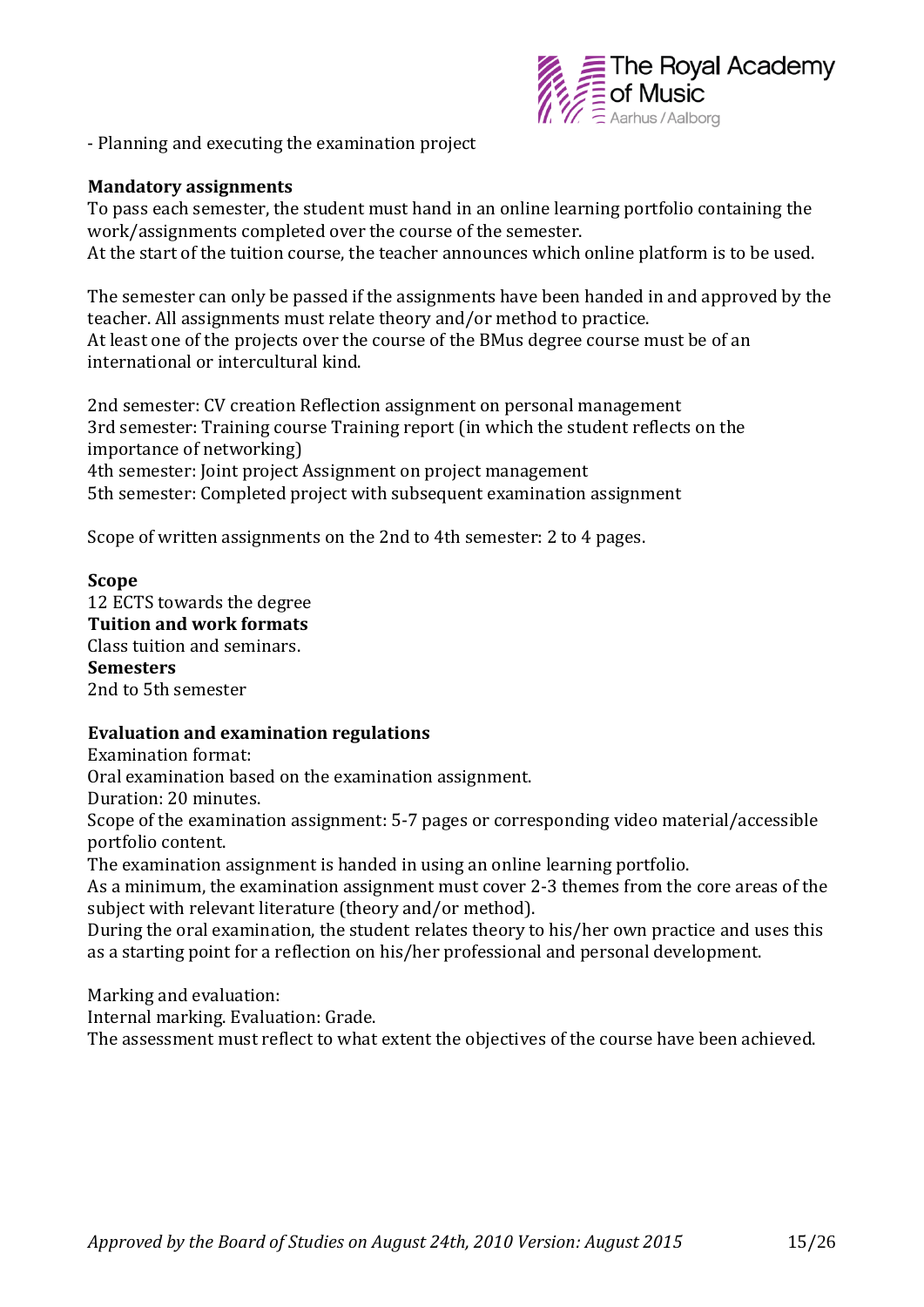- Planning and executing the examination project

**Mandatory assignments**

To pass each semester, the student must hand in an online learning portfolio containing the work/assignments completed over the course of the semester.
At the start of the tuition course, the teacher announces which online platform is to be used.

The semester can only be passed if the assignments have been handed in and approved by the teacher. All assignments must relate theory and/or method to practice.
At least one of the projects over the course of the BMus degree course must be of an international or intercultural kind.

2nd semester: CV creation Reflection assignment on personal management
3rd semester: Training course Training report (in which the student reflects on the importance of networking)
4th semester: Joint project Assignment on project management
5th semester: Completed project with subsequent examination assignment

Scope of written assignments on the 2nd to 4th semester: 2 to 4 pages.

**Scope**
12 ECTS towards the degree
**Tuition and work formats**
Class tuition and seminars.
**Semesters**
2nd to 5th semester

**Evaluation and examination regulations**

Examination format:
Oral examination based on the examination assignment.
Duration: 20 minutes.
Scope of the examination assignment: 5-7 pages or corresponding video material/accessible portfolio content.
The examination assignment is handed in using an online learning portfolio.
As a minimum, the examination assignment must cover 2-3 themes from the core areas of the subject with relevant literature (theory and/or method).
During the oral examination, the student relates theory to his/her own practice and uses this as a starting point for a reflection on his/her professional and personal development.

Marking and evaluation:
Internal marking. Evaluation: Grade.
The assessment must reflect to what extent the objectives of the course have been achieved.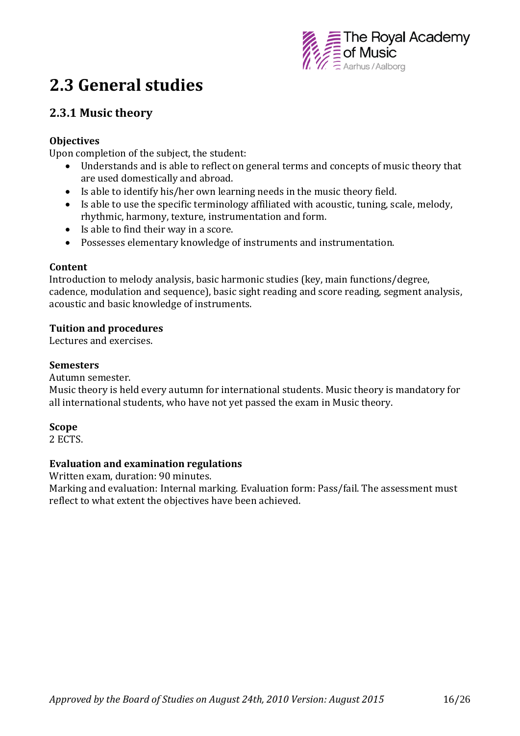# 2.3 General studies

## 2.3.1 Music theory

**Objectives**

Upon completion of the subject, the student:

- Understands and is able to reflect on general terms and concepts of music theory that are used domestically and abroad.
- Is able to identify his/her own learning needs in the music theory field.
- Is able to use the specific terminology affiliated with acoustic, tuning, scale, melody, rhythmic, harmony, texture, instrumentation and form.
- Is able to find their way in a score.
- Possesses elementary knowledge of instruments and instrumentation.

**Content**

Introduction to melody analysis, basic harmonic studies (key, main functions/degree, cadence, modulation and sequence), basic sight reading and score reading, segment analysis, acoustic and basic knowledge of instruments.

**Tuition and procedures**

Lectures and exercises.

**Semesters**

Autumn semester.

Music theory is held every autumn for international students. Music theory is mandatory for all international students, who have not yet passed the exam in Music theory.

**Scope**

2 ECTS.

**Evaluation and examination regulations**

Written exam, duration: 90 minutes.

Marking and evaluation: Internal marking. Evaluation form: Pass/fail. The assessment must reflect to what extent the objectives have been achieved.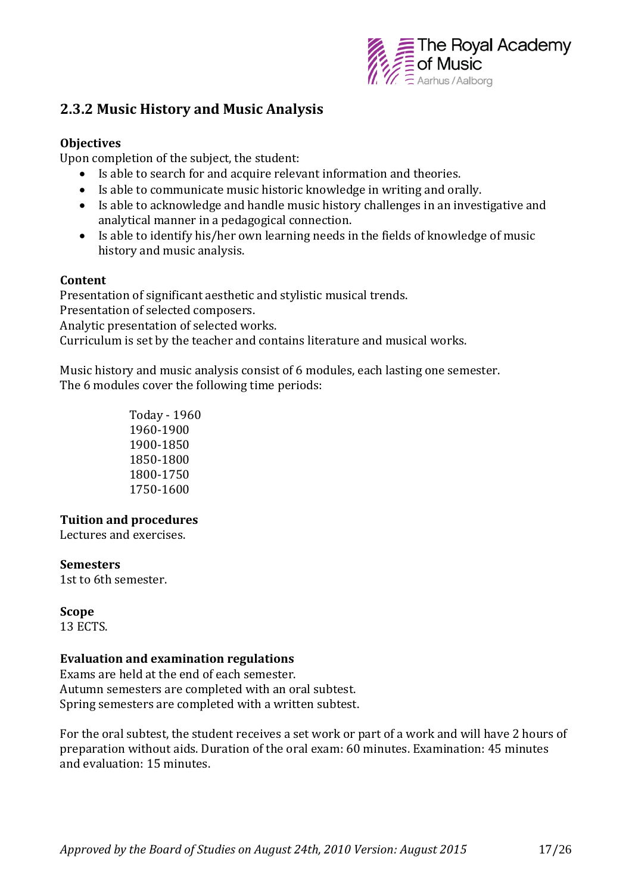## 2.3.2 Music History and Music Analysis

**Objectives**

Upon completion of the subject, the student:

- Is able to search for and acquire relevant information and theories.
- Is able to communicate music historic knowledge in writing and orally.
- Is able to acknowledge and handle music history challenges in an investigative and analytical manner in a pedagogical connection.
- Is able to identify his/her own learning needs in the fields of knowledge of music history and music analysis.

**Content**

Presentation of significant aesthetic and stylistic musical trends.
Presentation of selected composers.
Analytic presentation of selected works.
Curriculum is set by the teacher and contains literature and musical works.

Music history and music analysis consist of 6 modules, each lasting one semester.
The 6 modules cover the following time periods:

Today - 1960
1960-1900
1900-1850
1850-1800
1800-1750
1750-1600

**Tuition and procedures**

Lectures and exercises.

**Semesters**

1st to 6th semester.

**Scope**

13 ECTS.

**Evaluation and examination regulations**

Exams are held at the end of each semester.
Autumn semesters are completed with an oral subtest.
Spring semesters are completed with a written subtest.

For the oral subtest, the student receives a set work or part of a work and will have 2 hours of preparation without aids. Duration of the oral exam: 60 minutes. Examination: 45 minutes and evaluation: 15 minutes.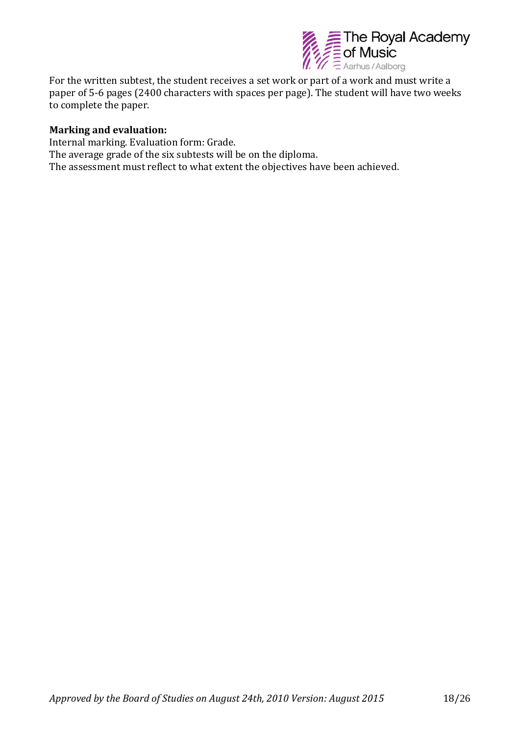For the written subtest, the student receives a set work or part of a work and must write a paper of 5-6 pages (2400 characters with spaces per page). The student will have two weeks to complete the paper.

**Marking and evaluation:**

Internal marking. Evaluation form: Grade.
The average grade of the six subtests will be on the diploma.
The assessment must reflect to what extent the objectives have been achieved.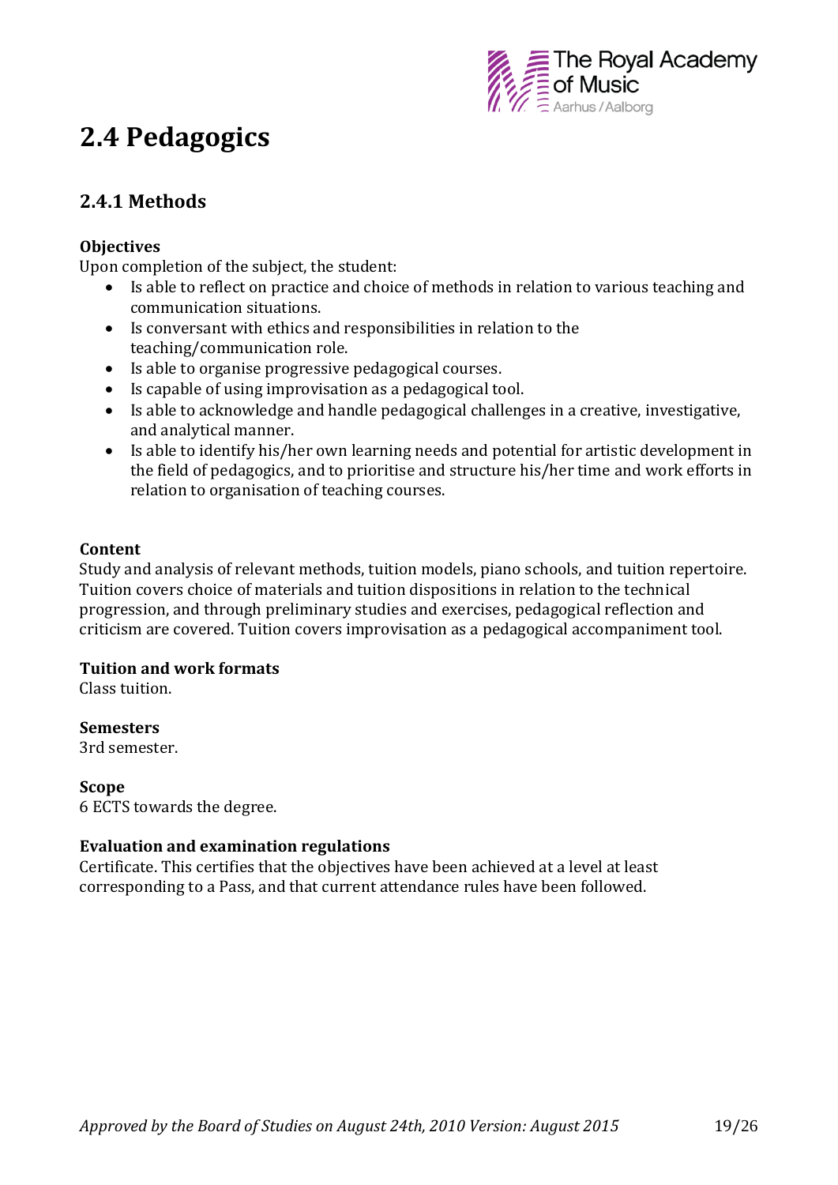# 2.4 Pedagogics

## 2.4.1 Methods

**Objectives**

Upon completion of the subject, the student:

- Is able to reflect on practice and choice of methods in relation to various teaching and communication situations.
- Is conversant with ethics and responsibilities in relation to the teaching/communication role.
- Is able to organise progressive pedagogical courses.
- Is capable of using improvisation as a pedagogical tool.
- Is able to acknowledge and handle pedagogical challenges in a creative, investigative, and analytical manner.
- Is able to identify his/her own learning needs and potential for artistic development in the field of pedagogics, and to prioritise and structure his/her time and work efforts in relation to organisation of teaching courses.

**Content**

Study and analysis of relevant methods, tuition models, piano schools, and tuition repertoire. Tuition covers choice of materials and tuition dispositions in relation to the technical progression, and through preliminary studies and exercises, pedagogical reflection and criticism are covered. Tuition covers improvisation as a pedagogical accompaniment tool.

**Tuition and work formats**

Class tuition.

**Semesters**

3rd semester.

**Scope**

6 ECTS towards the degree.

**Evaluation and examination regulations**

Certificate. This certifies that the objectives have been achieved at a level at least corresponding to a Pass, and that current attendance rules have been followed.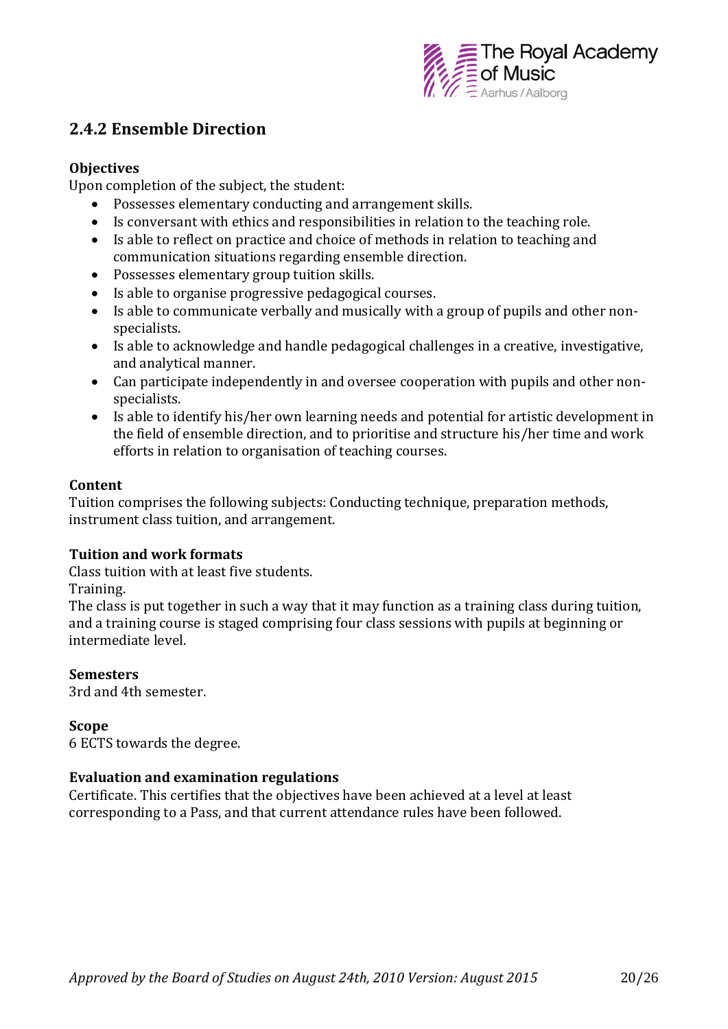## 2.4.2 Ensemble Direction

**Objectives**

Upon completion of the subject, the student:

- Possesses elementary conducting and arrangement skills.
- Is conversant with ethics and responsibilities in relation to the teaching role.
- Is able to reflect on practice and choice of methods in relation to teaching and communication situations regarding ensemble direction.
- Possesses elementary group tuition skills.
- Is able to organise progressive pedagogical courses.
- Is able to communicate verbally and musically with a group of pupils and other non-specialists.
- Is able to acknowledge and handle pedagogical challenges in a creative, investigative, and analytical manner.
- Can participate independently in and oversee cooperation with pupils and other non-specialists.
- Is able to identify his/her own learning needs and potential for artistic development in the field of ensemble direction, and to prioritise and structure his/her time and work efforts in relation to organisation of teaching courses.

**Content**

Tuition comprises the following subjects: Conducting technique, preparation methods, instrument class tuition, and arrangement.

**Tuition and work formats**

Class tuition with at least five students.

Training.

The class is put together in such a way that it may function as a training class during tuition, and a training course is staged comprising four class sessions with pupils at beginning or intermediate level.

**Semesters**

3rd and 4th semester.

**Scope**

6 ECTS towards the degree.

**Evaluation and examination regulations**

Certificate. This certifies that the objectives have been achieved at a level at least corresponding to a Pass, and that current attendance rules have been followed.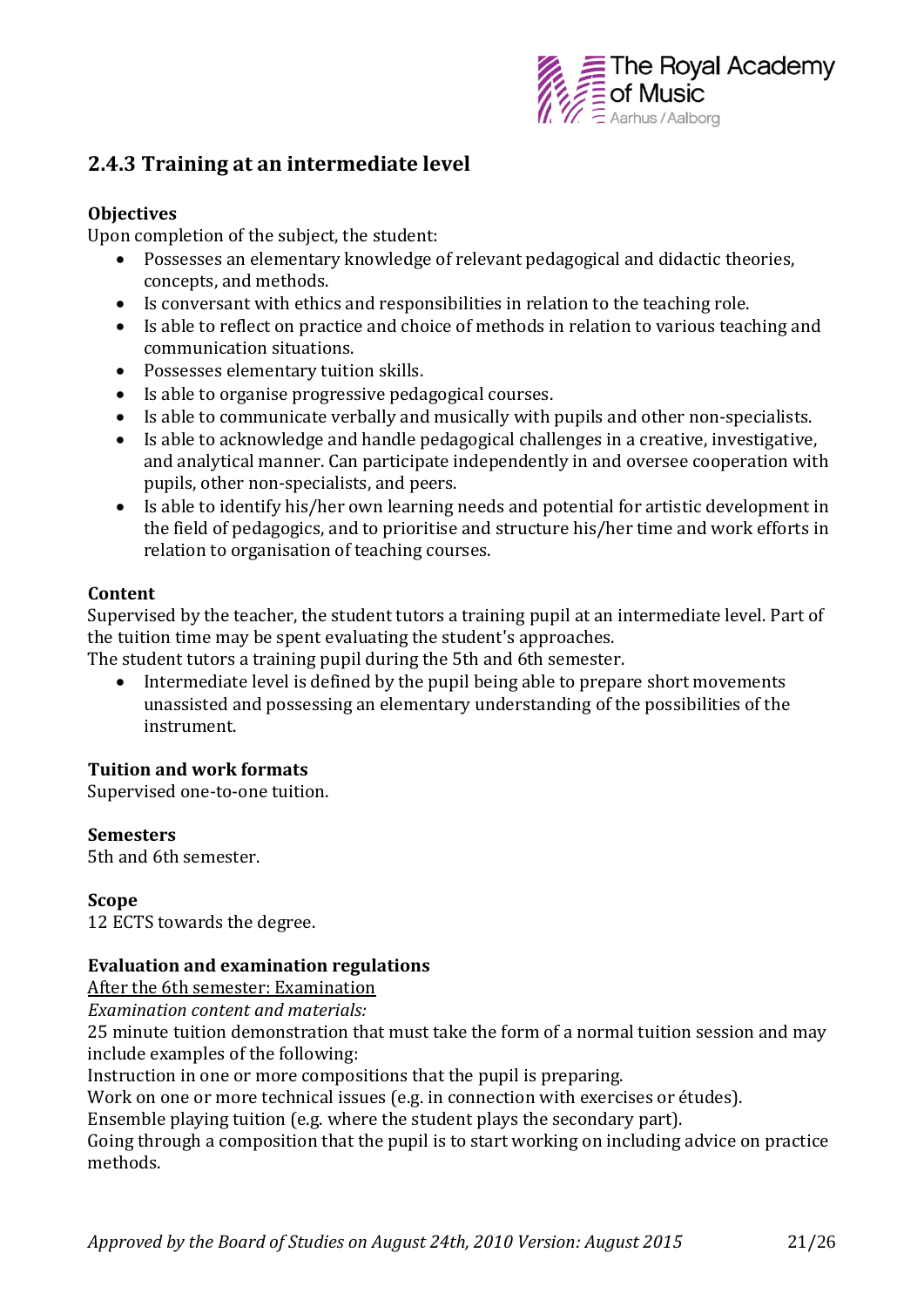## 2.4.3 Training at an intermediate level

**Objectives**

Upon completion of the subject, the student:

- Possesses an elementary knowledge of relevant pedagogical and didactic theories, concepts, and methods.
- Is conversant with ethics and responsibilities in relation to the teaching role.
- Is able to reflect on practice and choice of methods in relation to various teaching and communication situations.
- Possesses elementary tuition skills.
- Is able to organise progressive pedagogical courses.
- Is able to communicate verbally and musically with pupils and other non-specialists.
- Is able to acknowledge and handle pedagogical challenges in a creative, investigative, and analytical manner. Can participate independently in and oversee cooperation with pupils, other non-specialists, and peers.
- Is able to identify his/her own learning needs and potential for artistic development in the field of pedagogics, and to prioritise and structure his/her time and work efforts in relation to organisation of teaching courses.

**Content**

Supervised by the teacher, the student tutors a training pupil at an intermediate level. Part of the tuition time may be spent evaluating the student's approaches.

The student tutors a training pupil during the 5th and 6th semester.

- Intermediate level is defined by the pupil being able to prepare short movements unassisted and possessing an elementary understanding of the possibilities of the instrument.

**Tuition and work formats**

Supervised one-to-one tuition.

**Semesters**

5th and 6th semester.

**Scope**

12 ECTS towards the degree.

**Evaluation and examination regulations**

<u>After the 6th semester: Examination</u>

*Examination content and materials:*

25 minute tuition demonstration that must take the form of a normal tuition session and may include examples of the following:

Instruction in one or more compositions that the pupil is preparing.

Work on one or more technical issues (e.g. in connection with exercises or études).

Ensemble playing tuition (e.g. where the student plays the secondary part).

Going through a composition that the pupil is to start working on including advice on practice methods.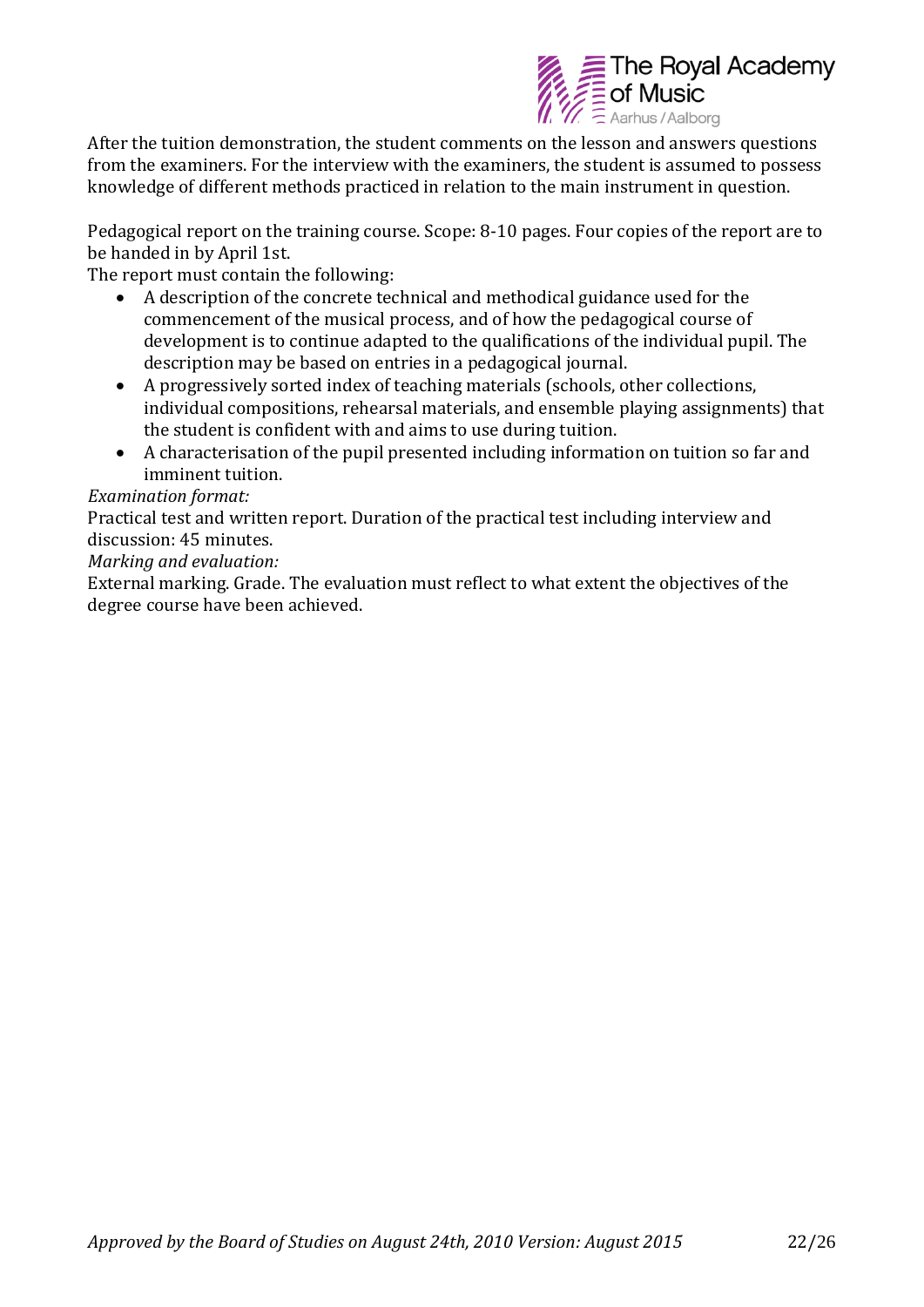After the tuition demonstration, the student comments on the lesson and answers questions from the examiners. For the interview with the examiners, the student is assumed to possess knowledge of different methods practiced in relation to the main instrument in question.

Pedagogical report on the training course. Scope: 8-10 pages. Four copies of the report are to be handed in by April 1st.

The report must contain the following:

- A description of the concrete technical and methodical guidance used for the commencement of the musical process, and of how the pedagogical course of development is to continue adapted to the qualifications of the individual pupil. The description may be based on entries in a pedagogical journal.
- A progressively sorted index of teaching materials (schools, other collections, individual compositions, rehearsal materials, and ensemble playing assignments) that the student is confident with and aims to use during tuition.
- A characterisation of the pupil presented including information on tuition so far and imminent tuition.

*Examination format:*

Practical test and written report. Duration of the practical test including interview and discussion: 45 minutes.

*Marking and evaluation:*

External marking. Grade. The evaluation must reflect to what extent the objectives of the degree course have been achieved.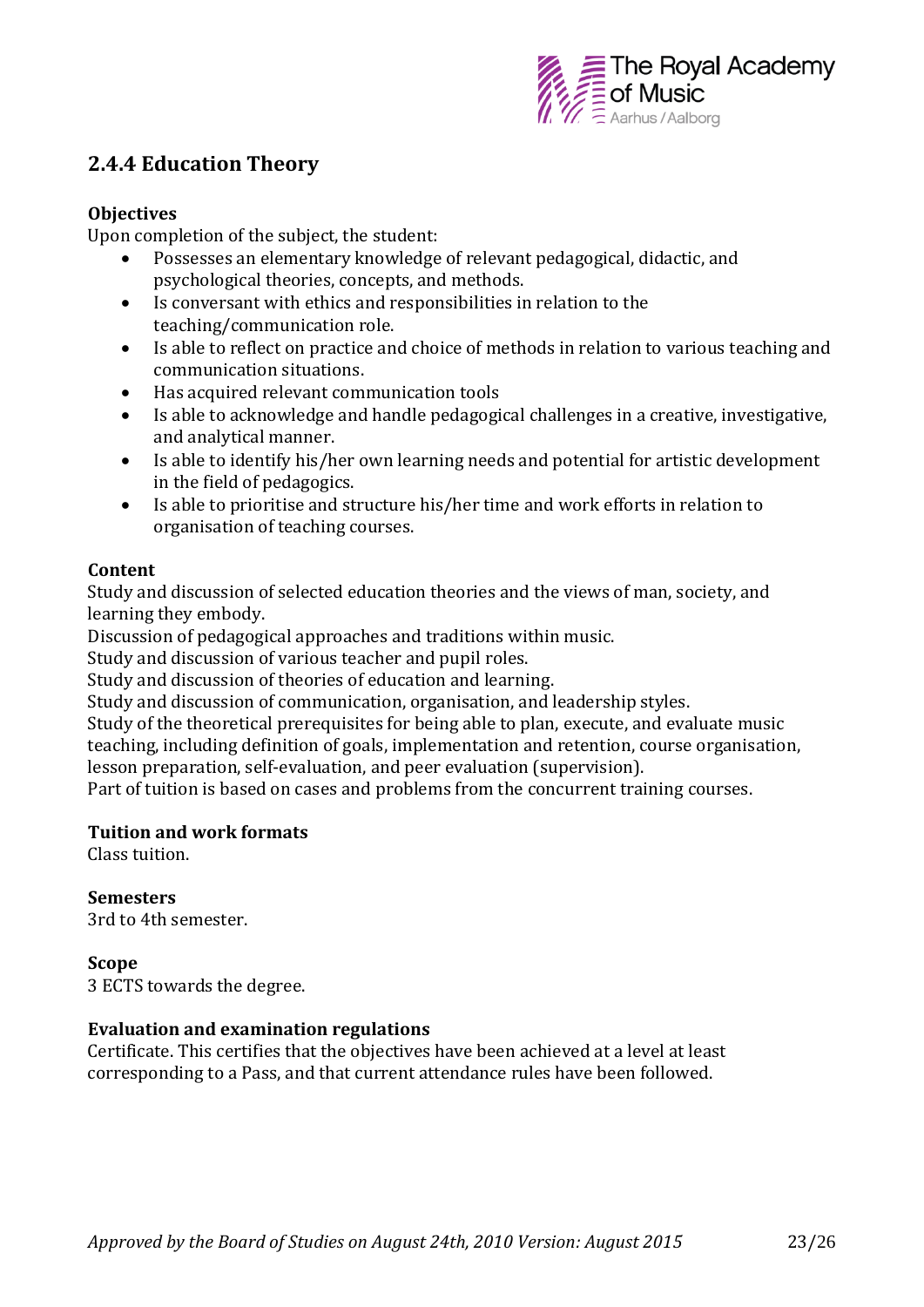## 2.4.4 Education Theory

**Objectives**

Upon completion of the subject, the student:

- Possesses an elementary knowledge of relevant pedagogical, didactic, and psychological theories, concepts, and methods.
- Is conversant with ethics and responsibilities in relation to the teaching/communication role.
- Is able to reflect on practice and choice of methods in relation to various teaching and communication situations.
- Has acquired relevant communication tools
- Is able to acknowledge and handle pedagogical challenges in a creative, investigative, and analytical manner.
- Is able to identify his/her own learning needs and potential for artistic development in the field of pedagogics.
- Is able to prioritise and structure his/her time and work efforts in relation to organisation of teaching courses.

**Content**

Study and discussion of selected education theories and the views of man, society, and learning they embody.
Discussion of pedagogical approaches and traditions within music.
Study and discussion of various teacher and pupil roles.
Study and discussion of theories of education and learning.
Study and discussion of communication, organisation, and leadership styles.
Study of the theoretical prerequisites for being able to plan, execute, and evaluate music teaching, including definition of goals, implementation and retention, course organisation, lesson preparation, self-evaluation, and peer evaluation (supervision).
Part of tuition is based on cases and problems from the concurrent training courses.

**Tuition and work formats**

Class tuition.

**Semesters**

3rd to 4th semester.

**Scope**

3 ECTS towards the degree.

**Evaluation and examination regulations**

Certificate. This certifies that the objectives have been achieved at a level at least corresponding to a Pass, and that current attendance rules have been followed.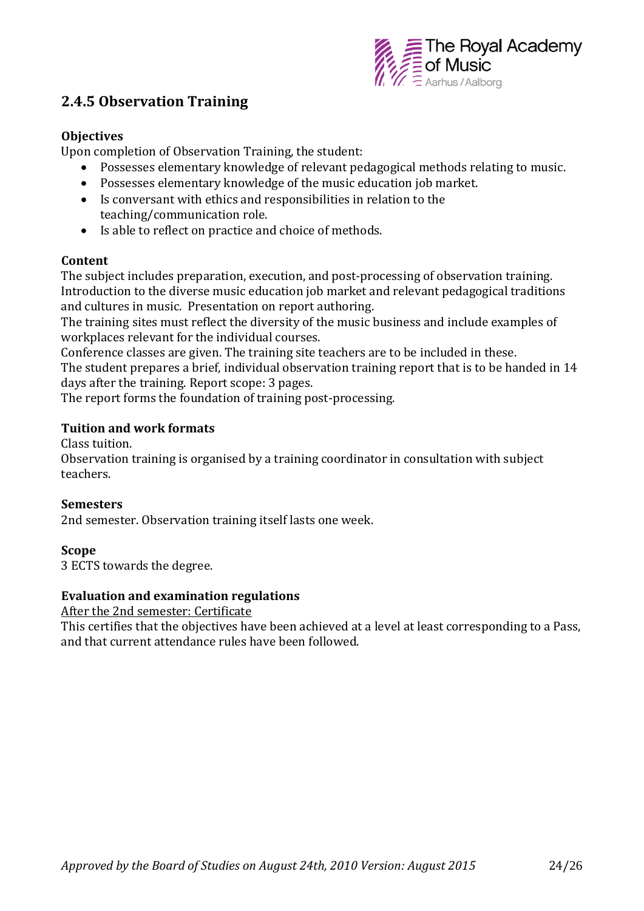## 2.4.5 Observation Training

**Objectives**

Upon completion of Observation Training, the student:

- Possesses elementary knowledge of relevant pedagogical methods relating to music.
- Possesses elementary knowledge of the music education job market.
- Is conversant with ethics and responsibilities in relation to the teaching/communication role.
- Is able to reflect on practice and choice of methods.

**Content**

The subject includes preparation, execution, and post-processing of observation training. Introduction to the diverse music education job market and relevant pedagogical traditions and cultures in music. Presentation on report authoring.

The training sites must reflect the diversity of the music business and include examples of workplaces relevant for the individual courses.

Conference classes are given. The training site teachers are to be included in these.

The student prepares a brief, individual observation training report that is to be handed in 14 days after the training. Report scope: 3 pages.

The report forms the foundation of training post-processing.

**Tuition and work formats**

Class tuition.

Observation training is organised by a training coordinator in consultation with subject teachers.

**Semesters**

2nd semester. Observation training itself lasts one week.

**Scope**

3 ECTS towards the degree.

**Evaluation and examination regulations**

<u>After the 2nd semester: Certificate</u>

This certifies that the objectives have been achieved at a level at least corresponding to a Pass, and that current attendance rules have been followed.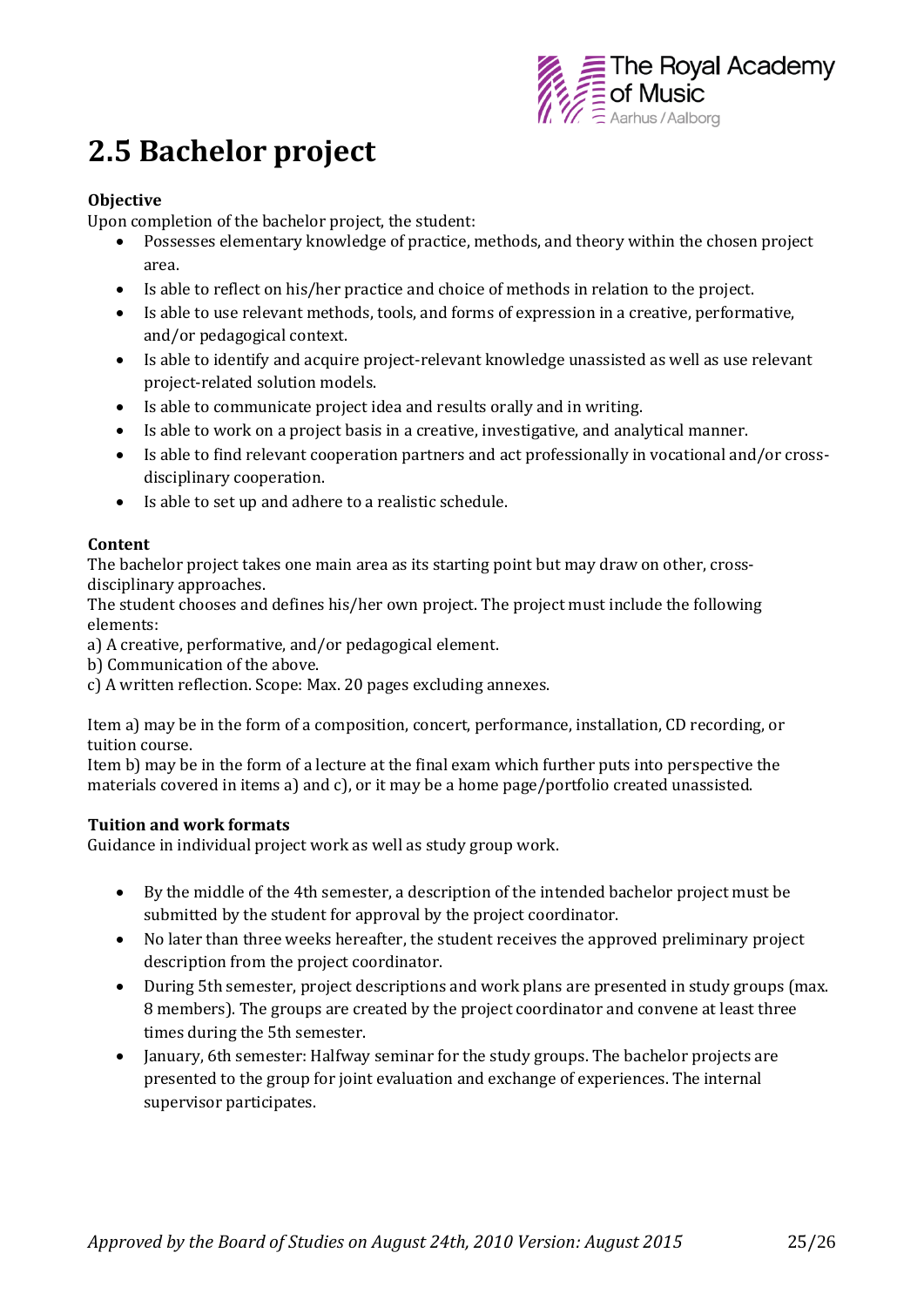# 2.5 Bachelor project

**Objective**

Upon completion of the bachelor project, the student:

- Possesses elementary knowledge of practice, methods, and theory within the chosen project area.
- Is able to reflect on his/her practice and choice of methods in relation to the project.
- Is able to use relevant methods, tools, and forms of expression in a creative, performative, and/or pedagogical context.
- Is able to identify and acquire project-relevant knowledge unassisted as well as use relevant project-related solution models.
- Is able to communicate project idea and results orally and in writing.
- Is able to work on a project basis in a creative, investigative, and analytical manner.
- Is able to find relevant cooperation partners and act professionally in vocational and/or cross-disciplinary cooperation.
- Is able to set up and adhere to a realistic schedule.

**Content**

The bachelor project takes one main area as its starting point but may draw on other, cross-disciplinary approaches.

The student chooses and defines his/her own project. The project must include the following elements:

a) A creative, performative, and/or pedagogical element.
b) Communication of the above.
c) A written reflection. Scope: Max. 20 pages excluding annexes.

Item a) may be in the form of a composition, concert, performance, installation, CD recording, or tuition course.

Item b) may be in the form of a lecture at the final exam which further puts into perspective the materials covered in items a) and c), or it may be a home page/portfolio created unassisted.

**Tuition and work formats**

Guidance in individual project work as well as study group work.

- By the middle of the 4th semester, a description of the intended bachelor project must be submitted by the student for approval by the project coordinator.
- No later than three weeks hereafter, the student receives the approved preliminary project description from the project coordinator.
- During 5th semester, project descriptions and work plans are presented in study groups (max. 8 members). The groups are created by the project coordinator and convene at least three times during the 5th semester.
- January, 6th semester: Halfway seminar for the study groups. The bachelor projects are presented to the group for joint evaluation and exchange of experiences. The internal supervisor participates.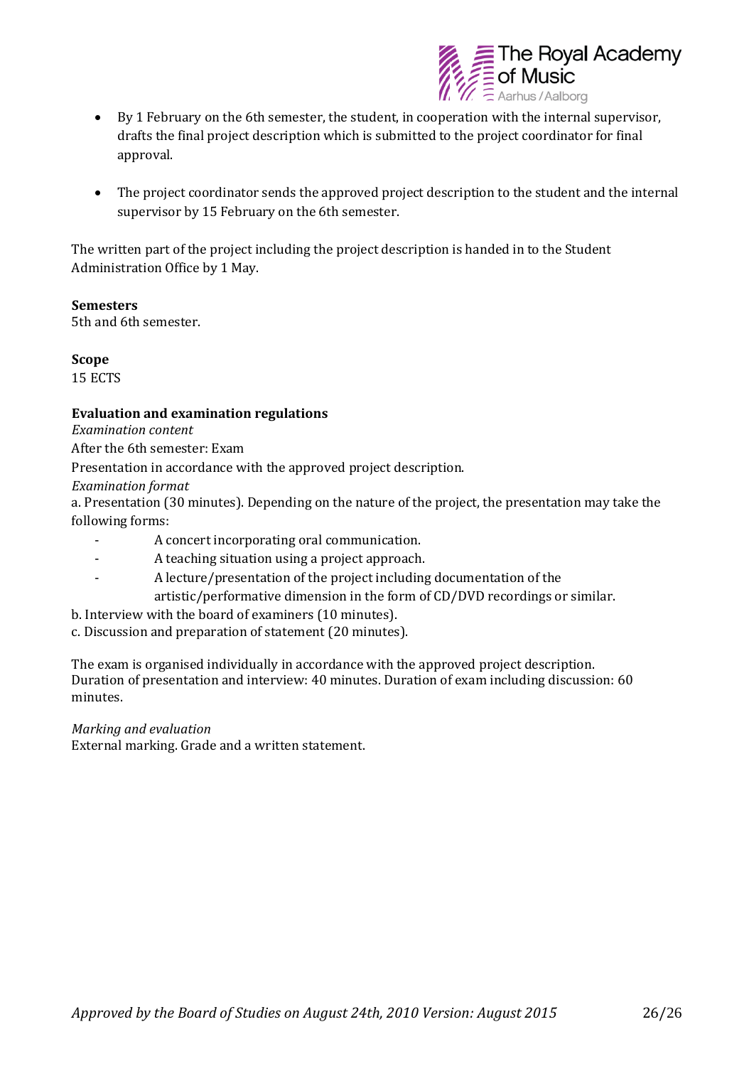- By 1 February on the 6th semester, the student, in cooperation with the internal supervisor, drafts the final project description which is submitted to the project coordinator for final approval.

- The project coordinator sends the approved project description to the student and the internal supervisor by 15 February on the 6th semester.

The written part of the project including the project description is handed in to the Student Administration Office by 1 May.

**Semesters**
5th and 6th semester.

**Scope**
15 ECTS

**Evaluation and examination regulations**

*Examination content*

After the 6th semester: Exam

Presentation in accordance with the approved project description.

*Examination format*

a. Presentation (30 minutes). Depending on the nature of the project, the presentation may take the following forms:

- A concert incorporating oral communication.
- A teaching situation using a project approach.
- A lecture/presentation of the project including documentation of the artistic/performative dimension in the form of CD/DVD recordings or similar.

b. Interview with the board of examiners (10 minutes).

c. Discussion and preparation of statement (20 minutes).

The exam is organised individually in accordance with the approved project description.
Duration of presentation and interview: 40 minutes. Duration of exam including discussion: 60 minutes.

*Marking and evaluation*

External marking. Grade and a written statement.